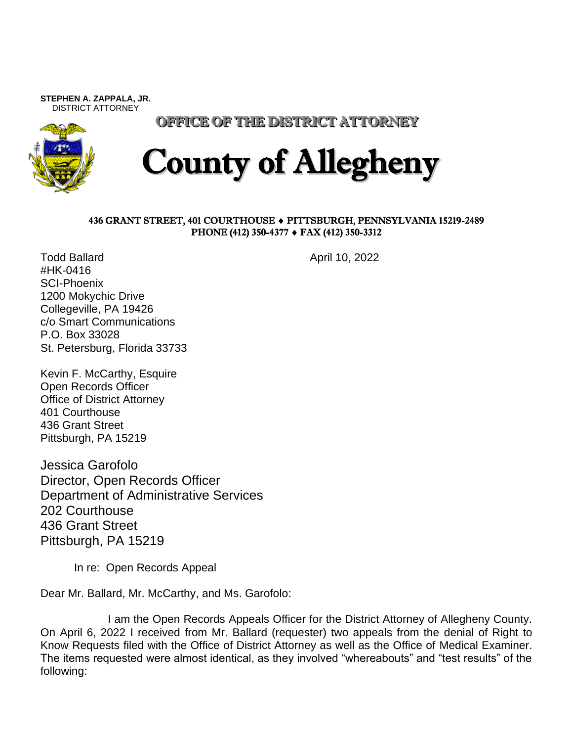**STEPHEN A. ZAPPALA, JR.**
DISTRICT ATTORNEY

**OFFICE OF THE DISTRICT ATTORNEY**

# County of Allegheny

**436 GRANT STREET, 401 COURTHOUSE ♦ PITTSBURGH, PENNSYLVANIA 15219-2489**
**PHONE (412) 350-4377 ♦ FAX (412) 350-3312**

April 10, 2022

Todd Ballard
#HK-0416
SCI-Phoenix
1200 Mokychic Drive
Collegeville, PA 19426
c/o Smart Communications
P.O. Box 33028
St. Petersburg, Florida 33733

Kevin F. McCarthy, Esquire
Open Records Officer
Office of District Attorney
401 Courthouse
436 Grant Street
Pittsburgh, PA 15219

Jessica Garofolo
Director, Open Records Officer
Department of Administrative Services
202 Courthouse
436 Grant Street
Pittsburgh, PA 15219

In re: Open Records Appeal

Dear Mr. Ballard, Mr. McCarthy, and Ms. Garofolo:

I am the Open Records Appeals Officer for the District Attorney of Allegheny County. On April 6, 2022 I received from Mr. Ballard (requester) two appeals from the denial of Right to Know Requests filed with the Office of District Attorney as well as the Office of Medical Examiner. The items requested were almost identical, as they involved "whereabouts" and "test results" of the following: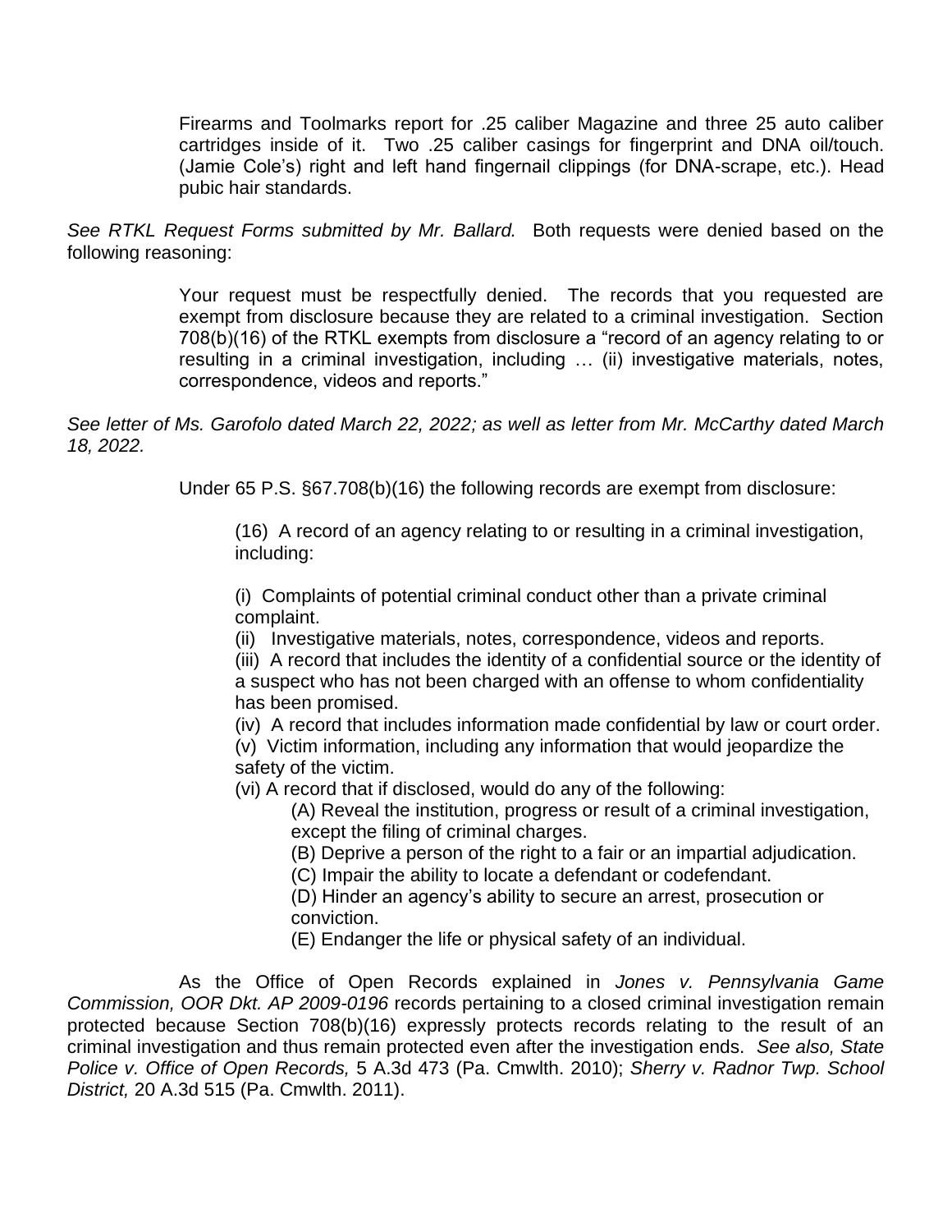> Firearms and Toolmarks report for .25 caliber Magazine and three 25 auto caliber cartridges inside of it. Two .25 caliber casings for fingerprint and DNA oil/touch. (Jamie Cole's) right and left hand fingernail clippings (for DNA-scrape, etc.). Head pubic hair standards.

*See RTKL Request Forms submitted by Mr. Ballard.* Both requests were denied based on the following reasoning:

> Your request must be respectfully denied. The records that you requested are exempt from disclosure because they are related to a criminal investigation. Section 708(b)(16) of the RTKL exempts from disclosure a "record of an agency relating to or resulting in a criminal investigation, including … (ii) investigative materials, notes, correspondence, videos and reports."

*See letter of Ms. Garofolo dated March 22, 2022; as well as letter from Mr. McCarthy dated March 18, 2022.*

Under 65 P.S. §67.708(b)(16) the following records are exempt from disclosure:

> (16) A record of an agency relating to or resulting in a criminal investigation, including:
>
> (i) Complaints of potential criminal conduct other than a private criminal complaint.
> (ii) Investigative materials, notes, correspondence, videos and reports.
> (iii) A record that includes the identity of a confidential source or the identity of a suspect who has not been charged with an offense to whom confidentiality has been promised.
> (iv) A record that includes information made confidential by law or court order.
> (v) Victim information, including any information that would jeopardize the safety of the victim.
> (vi) A record that if disclosed, would do any of the following:
>
> > (A) Reveal the institution, progress or result of a criminal investigation, except the filing of criminal charges.
> > (B) Deprive a person of the right to a fair or an impartial adjudication.
> > (C) Impair the ability to locate a defendant or codefendant.
> > (D) Hinder an agency's ability to secure an arrest, prosecution or conviction.
> > (E) Endanger the life or physical safety of an individual.

As the Office of Open Records explained in *Jones v. Pennsylvania Game Commission, OOR Dkt. AP 2009-0196* records pertaining to a closed criminal investigation remain protected because Section 708(b)(16) expressly protects records relating to the result of an criminal investigation and thus remain protected even after the investigation ends. *See also, State Police v. Office of Open Records,* 5 A.3d 473 (Pa. Cmwlth. 2010); *Sherry v. Radnor Twp. School District,* 20 A.3d 515 (Pa. Cmwlth. 2011).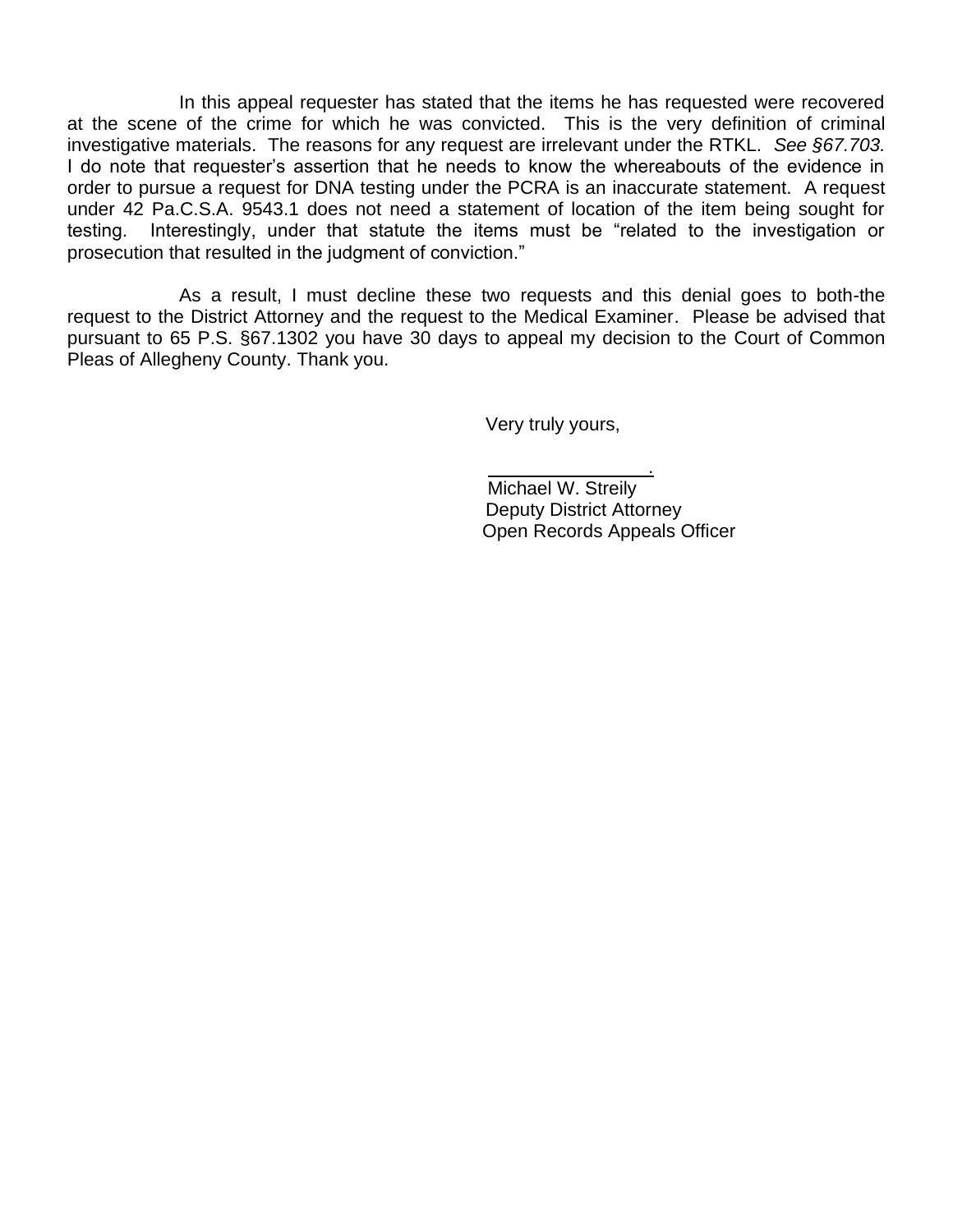In this appeal requester has stated that the items he has requested were recovered at the scene of the crime for which he was convicted. This is the very definition of criminal investigative materials. The reasons for any request are irrelevant under the RTKL. *See §67.703.* I do note that requester's assertion that he needs to know the whereabouts of the evidence in order to pursue a request for DNA testing under the PCRA is an inaccurate statement. A request under 42 Pa.C.S.A. 9543.1 does not need a statement of location of the item being sought for testing. Interestingly, under that statute the items must be "related to the investigation or prosecution that resulted in the judgment of conviction."

As a result, I must decline these two requests and this denial goes to both-the request to the District Attorney and the request to the Medical Examiner. Please be advised that pursuant to 65 P.S. §67.1302 you have 30 days to appeal my decision to the Court of Common Pleas of Allegheny County. Thank you.

Very truly yours,

Michael W. Streily
Deputy District Attorney
Open Records Appeals Officer